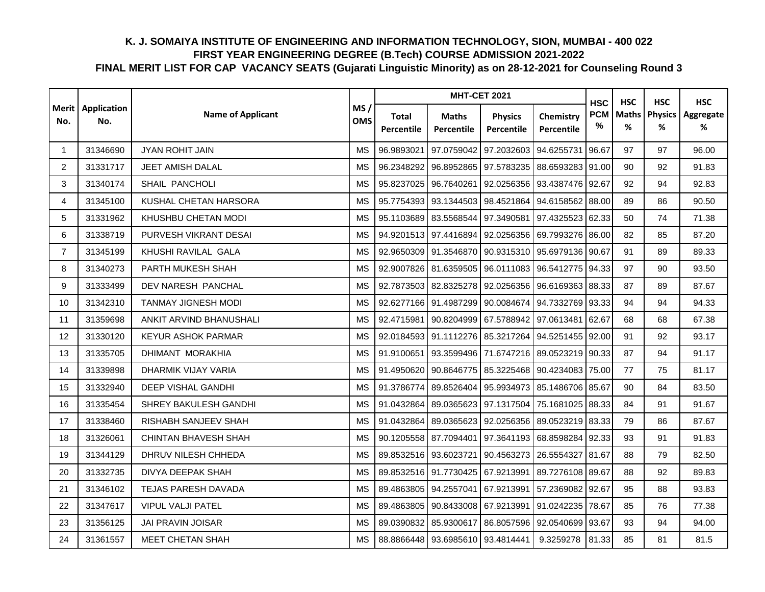# K. J. SOMAIYA INSTITUTE OF ENGINEERING AND INFORMATION TECHNOLOGY, SION, MUMBAI - 400 022

## FIRST YEAR ENGINEERING DEGREE (B.Tech) COURSE ADMISSION 2021-2022

## FINAL MERIT LIST FOR CAP VACANCY SEATS (Gujarati Linguistic Minority) as on 28-12-2021 for Counseling Round 3

| Merit No. | Application No. | Name of Applicant | MS / OMS | MHT-CET 2021 | | | | HSC PCM % | HSC Maths % | HSC Physics % | HSC Aggregate % |
|---|---|---|---|---|---|---|---|---|---|---|---|
| | | | | Total Percentile | Maths Percentile | Physics Percentile | Chemistry Percentile | | | | |
| 1 | 31346690 | JYAN ROHIT JAIN | MS | 96.9893021 | 97.0759042 | 97.2032603 | 94.6255731 | 96.67 | 97 | 97 | 96.00 |
| 2 | 31331717 | JEET AMISH DALAL | MS | 96.2348292 | 96.8952865 | 97.5783235 | 88.6593283 | 91.00 | 90 | 92 | 91.83 |
| 3 | 31340174 | SHAIL PANCHOLI | MS | 95.8237025 | 96.7640261 | 92.0256356 | 93.4387476 | 92.67 | 92 | 94 | 92.83 |
| 4 | 31345100 | KUSHAL CHETAN HARSORA | MS | 95.7754393 | 93.1344503 | 98.4521864 | 94.6158562 | 88.00 | 89 | 86 | 90.50 |
| 5 | 31331962 | KHUSHBU CHETAN MODI | MS | 95.1103689 | 83.5568544 | 97.3490581 | 97.4325523 | 62.33 | 50 | 74 | 71.38 |
| 6 | 31338719 | PURVESH VIKRANT DESAI | MS | 94.9201513 | 97.4416894 | 92.0256356 | 69.7993276 | 86.00 | 82 | 85 | 87.20 |
| 7 | 31345199 | KHUSHI RAVILAL GALA | MS | 92.9650309 | 91.3546870 | 90.9315310 | 95.6979136 | 90.67 | 91 | 89 | 89.33 |
| 8 | 31340273 | PARTH MUKESH SHAH | MS | 92.9007826 | 81.6359505 | 96.0111083 | 96.5412775 | 94.33 | 97 | 90 | 93.50 |
| 9 | 31333499 | DEV NARESH PANCHAL | MS | 92.7873503 | 82.8325278 | 92.0256356 | 96.6169363 | 88.33 | 87 | 89 | 87.67 |
| 10 | 31342310 | TANMAY JIGNESH MODI | MS | 92.6277166 | 91.4987299 | 90.0084674 | 94.7332769 | 93.33 | 94 | 94 | 94.33 |
| 11 | 31359698 | ANKIT ARVIND BHANUSHALI | MS | 92.4715981 | 90.8204999 | 67.5788942 | 97.0613481 | 62.67 | 68 | 68 | 67.38 |
| 12 | 31330120 | KEYUR ASHOK PARMAR | MS | 92.0184593 | 91.1112276 | 85.3217264 | 94.5251455 | 92.00 | 91 | 92 | 93.17 |
| 13 | 31335705 | DHIMANT MORAKHIA | MS | 91.9100651 | 93.3599496 | 71.6747216 | 89.0523219 | 90.33 | 87 | 94 | 91.17 |
| 14 | 31339898 | DHARMIK VIJAY VARIA | MS | 91.4950620 | 90.8646775 | 85.3225468 | 90.4234083 | 75.00 | 77 | 75 | 81.17 |
| 15 | 31332940 | DEEP VISHAL GANDHI | MS | 91.3786774 | 89.8526404 | 95.9934973 | 85.1486706 | 85.67 | 90 | 84 | 83.50 |
| 16 | 31335454 | SHREY BAKULESH GANDHI | MS | 91.0432864 | 89.0365623 | 97.1317504 | 75.1681025 | 88.33 | 84 | 91 | 91.67 |
| 17 | 31338460 | RISHABH SANJEEV SHAH | MS | 91.0432864 | 89.0365623 | 92.0256356 | 89.0523219 | 83.33 | 79 | 86 | 87.67 |
| 18 | 31326061 | CHINTAN BHAVESH SHAH | MS | 90.1205558 | 87.7094401 | 97.3641193 | 68.8598284 | 92.33 | 93 | 91 | 91.83 |
| 19 | 31344129 | DHRUV NILESH CHHEDA | MS | 89.8532516 | 93.6023721 | 90.4563273 | 26.5554327 | 81.67 | 88 | 79 | 82.50 |
| 20 | 31332735 | DIVYA DEEPAK SHAH | MS | 89.8532516 | 91.7730425 | 67.9213991 | 89.7276108 | 89.67 | 88 | 92 | 89.83 |
| 21 | 31346102 | TEJAS PARESH DAVADA | MS | 89.4863805 | 94.2557041 | 67.9213991 | 57.2369082 | 92.67 | 95 | 88 | 93.83 |
| 22 | 31347617 | VIPUL VALJI PATEL | MS | 89.4863805 | 90.8433008 | 67.9213991 | 91.0242235 | 78.67 | 85 | 76 | 77.38 |
| 23 | 31356125 | JAI PRAVIN JOISAR | MS | 89.0390832 | 85.9300617 | 86.8057596 | 92.0540699 | 93.67 | 93 | 94 | 94.00 |
| 24 | 31361557 | MEET CHETAN SHAH | MS | 88.8866448 | 93.6985610 | 93.4814441 | 9.3259278 | 81.33 | 85 | 81 | 81.5 |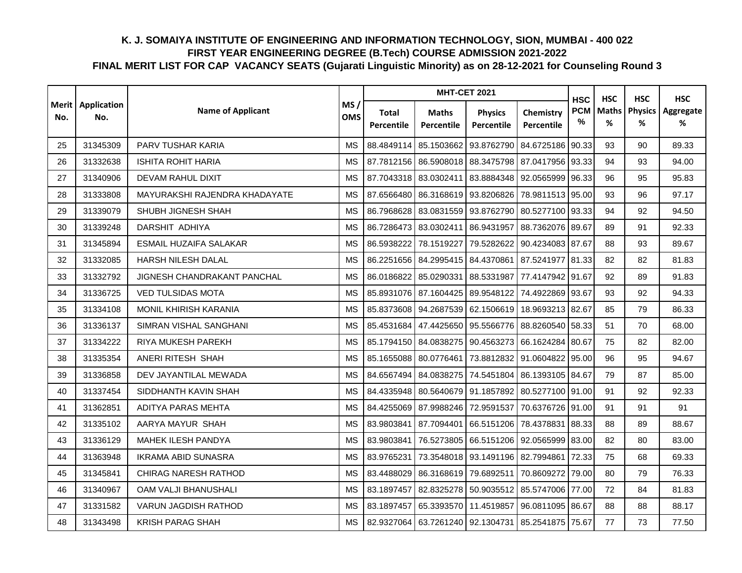# K. J. SOMAIYA INSTITUTE OF ENGINEERING AND INFORMATION TECHNOLOGY, SION, MUMBAI - 400 022

## FIRST YEAR ENGINEERING DEGREE (B.Tech) COURSE ADMISSION 2021-2022

## FINAL MERIT LIST FOR CAP VACANCY SEATS (Gujarati Linguistic Minority) as on 28-12-2021 for Counseling Round 3

| Merit No. | Application No. | Name of Applicant | MS / OMS | MHT-CET 2021 | | | | HSC PCM % | HSC Maths % | HSC Physics % | HSC Aggregate % |
|---|---|---|---|---|---|---|---|---|---|---|---|
| | | | | Total Percentile | Maths Percentile | Physics Percentile | Chemistry Percentile | | | | |
| 25 | 31345309 | PARV TUSHAR KARIA | MS | 88.4849114 | 85.1503662 | 93.8762790 | 84.6725186 | 90.33 | 93 | 90 | 89.33 |
| 26 | 31332638 | ISHITA ROHIT HARIA | MS | 87.7812156 | 86.5908018 | 88.3475798 | 87.0417956 | 93.33 | 94 | 93 | 94.00 |
| 27 | 31340906 | DEVAM RAHUL DIXIT | MS | 87.7043318 | 83.0302411 | 83.8884348 | 92.0565999 | 96.33 | 96 | 95 | 95.83 |
| 28 | 31333808 | MAYURAKSHI RAJENDRA KHADAYATE | MS | 87.6566480 | 86.3168619 | 93.8206826 | 78.9811513 | 95.00 | 93 | 96 | 97.17 |
| 29 | 31339079 | SHUBH JIGNESH SHAH | MS | 86.7968628 | 83.0831559 | 93.8762790 | 80.5277100 | 93.33 | 94 | 92 | 94.50 |
| 30 | 31339248 | DARSHIT ADHIYA | MS | 86.7286473 | 83.0302411 | 86.9431957 | 88.7362076 | 89.67 | 89 | 91 | 92.33 |
| 31 | 31345894 | ESMAIL HUZAIFA SALAKAR | MS | 86.5938222 | 78.1519227 | 79.5282622 | 90.4234083 | 87.67 | 88 | 93 | 89.67 |
| 32 | 31332085 | HARSH NILESH DALAL | MS | 86.2251656 | 84.2995415 | 84.4370861 | 87.5241977 | 81.33 | 82 | 82 | 81.83 |
| 33 | 31332792 | JIGNESH CHANDRAKANT PANCHAL | MS | 86.0186822 | 85.0290331 | 88.5331987 | 77.4147942 | 91.67 | 92 | 89 | 91.83 |
| 34 | 31336725 | VED TULSIDAS MOTA | MS | 85.8931076 | 87.1604425 | 89.9548122 | 74.4922869 | 93.67 | 93 | 92 | 94.33 |
| 35 | 31334108 | MONIL KHIRISH KARANIA | MS | 85.8373608 | 94.2687539 | 62.1506619 | 18.9693213 | 82.67 | 85 | 79 | 86.33 |
| 36 | 31336137 | SIMRAN VISHAL SANGHANI | MS | 85.4531684 | 47.4425650 | 95.5566776 | 88.8260540 | 58.33 | 51 | 70 | 68.00 |
| 37 | 31334222 | RIYA MUKESH PAREKH | MS | 85.1794150 | 84.0838275 | 90.4563273 | 66.1624284 | 80.67 | 75 | 82 | 82.00 |
| 38 | 31335354 | ANERI RITESH SHAH | MS | 85.1655088 | 80.0776461 | 73.8812832 | 91.0604822 | 95.00 | 96 | 95 | 94.67 |
| 39 | 31336858 | DEV JAYANTILAL MEWADA | MS | 84.6567494 | 84.0838275 | 74.5451804 | 86.1393105 | 84.67 | 79 | 87 | 85.00 |
| 40 | 31337454 | SIDDHANTH KAVIN SHAH | MS | 84.4335948 | 80.5640679 | 91.1857892 | 80.5277100 | 91.00 | 91 | 92 | 92.33 |
| 41 | 31362851 | ADITYA PARAS MEHTA | MS | 84.4255069 | 87.9988246 | 72.9591537 | 70.6376726 | 91.00 | 91 | 91 | 91 |
| 42 | 31335102 | AARYA MAYUR SHAH | MS | 83.9803841 | 87.7094401 | 66.5151206 | 78.4378831 | 88.33 | 88 | 89 | 88.67 |
| 43 | 31336129 | MAHEK ILESH PANDYA | MS | 83.9803841 | 76.5273805 | 66.5151206 | 92.0565999 | 83.00 | 82 | 80 | 83.00 |
| 44 | 31363948 | IKRAMA ABID SUNASRA | MS | 83.9765231 | 73.3548018 | 93.1491196 | 82.7994861 | 72.33 | 75 | 68 | 69.33 |
| 45 | 31345841 | CHIRAG NARESH RATHOD | MS | 83.4488029 | 86.3168619 | 79.6892511 | 70.8609272 | 79.00 | 80 | 79 | 76.33 |
| 46 | 31340967 | OAM VALJI BHANUSHALI | MS | 83.1897457 | 82.8325278 | 50.9035512 | 85.5747006 | 77.00 | 72 | 84 | 81.83 |
| 47 | 31331582 | VARUN JAGDISH RATHOD | MS | 83.1897457 | 65.3393570 | 11.4519857 | 96.0811095 | 86.67 | 88 | 88 | 88.17 |
| 48 | 31343498 | KRISH PARAG SHAH | MS | 82.9327064 | 63.7261240 | 92.1304731 | 85.2541875 | 75.67 | 77 | 73 | 77.50 |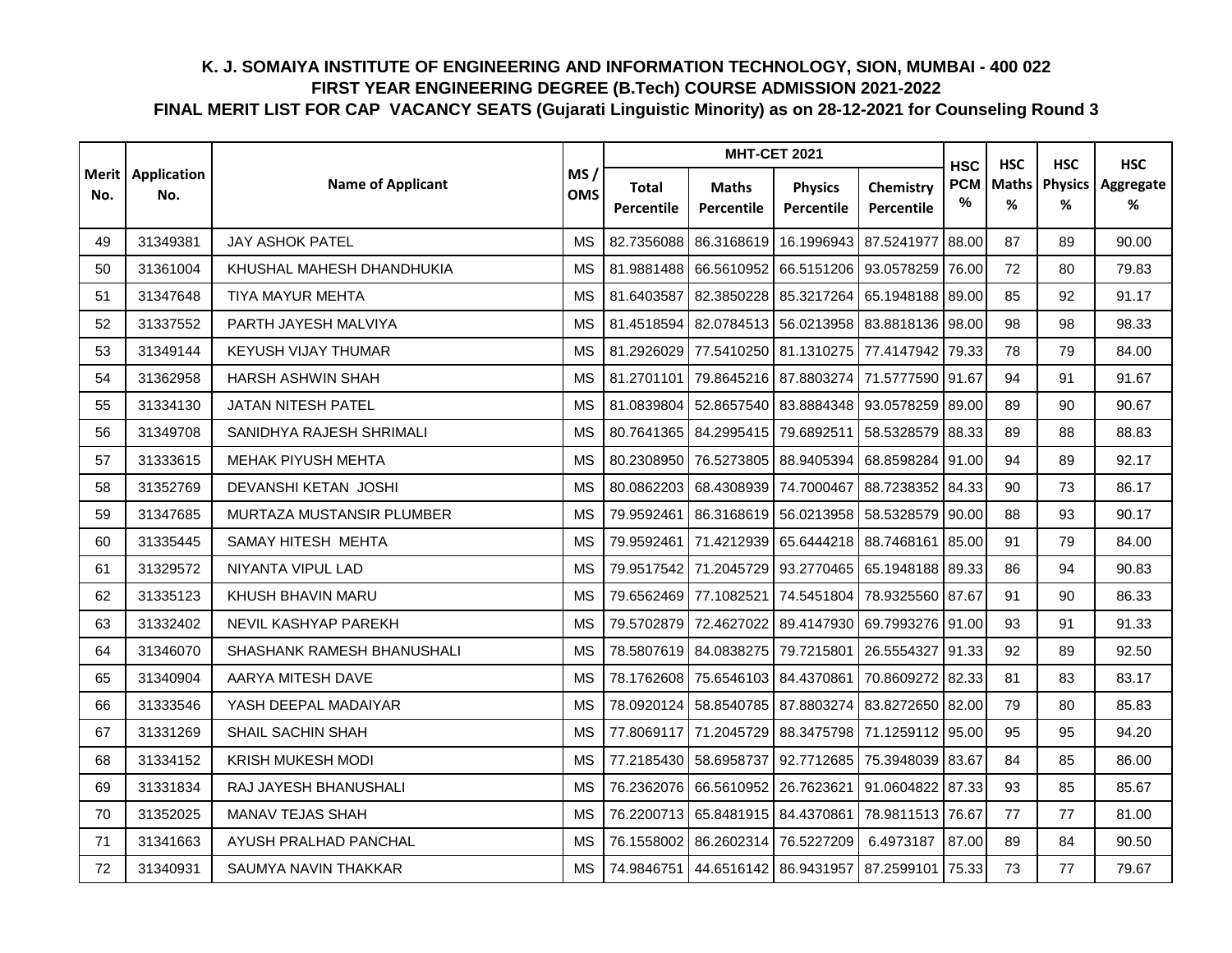# K. J. SOMAIYA INSTITUTE OF ENGINEERING AND INFORMATION TECHNOLOGY, SION, MUMBAI - 400 022

## FIRST YEAR ENGINEERING DEGREE (B.Tech) COURSE ADMISSION 2021-2022

## FINAL MERIT LIST FOR CAP VACANCY SEATS (Gujarati Linguistic Minority) as on 28-12-2021 for Counseling Round 3

| Merit No. | Application No. | Name of Applicant | MS / OMS | MHT-CET 2021 | | | | HSC PCM % | HSC Maths % | HSC Physics % | HSC Aggregate % |
|---|---|---|---|---|---|---|---|---|---|---|---|
| | | | | Total Percentile | Maths Percentile | Physics Percentile | Chemistry Percentile | | | | |
| 49 | 31349381 | JAY ASHOK PATEL | MS | 82.7356088 | 86.3168619 | 16.1996943 | 87.5241977 | 88.00 | 87 | 89 | 90.00 |
| 50 | 31361004 | KHUSHAL MAHESH DHANDHUKIA | MS | 81.9881488 | 66.5610952 | 66.5151206 | 93.0578259 | 76.00 | 72 | 80 | 79.83 |
| 51 | 31347648 | TIYA MAYUR MEHTA | MS | 81.6403587 | 82.3850228 | 85.3217264 | 65.1948188 | 89.00 | 85 | 92 | 91.17 |
| 52 | 31337552 | PARTH JAYESH MALVIYA | MS | 81.4518594 | 82.0784513 | 56.0213958 | 83.8818136 | 98.00 | 98 | 98 | 98.33 |
| 53 | 31349144 | KEYUSH VIJAY THUMAR | MS | 81.2926029 | 77.5410250 | 81.1310275 | 77.4147942 | 79.33 | 78 | 79 | 84.00 |
| 54 | 31362958 | HARSH ASHWIN SHAH | MS | 81.2701101 | 79.8645216 | 87.8803274 | 71.5777590 | 91.67 | 94 | 91 | 91.67 |
| 55 | 31334130 | JATAN NITESH PATEL | MS | 81.0839804 | 52.8657540 | 83.8884348 | 93.0578259 | 89.00 | 89 | 90 | 90.67 |
| 56 | 31349708 | SANIDHYA RAJESH SHRIMALI | MS | 80.7641365 | 84.2995415 | 79.6892511 | 58.5328579 | 88.33 | 89 | 88 | 88.83 |
| 57 | 31333615 | MEHAK PIYUSH MEHTA | MS | 80.2308950 | 76.5273805 | 88.9405394 | 68.8598284 | 91.00 | 94 | 89 | 92.17 |
| 58 | 31352769 | DEVANSHI KETAN JOSHI | MS | 80.0862203 | 68.4308939 | 74.7000467 | 88.7238352 | 84.33 | 90 | 73 | 86.17 |
| 59 | 31347685 | MURTAZA MUSTANSIR PLUMBER | MS | 79.9592461 | 86.3168619 | 56.0213958 | 58.5328579 | 90.00 | 88 | 93 | 90.17 |
| 60 | 31335445 | SAMAY HITESH MEHTA | MS | 79.9592461 | 71.4212939 | 65.6444218 | 88.7468161 | 85.00 | 91 | 79 | 84.00 |
| 61 | 31329572 | NIYANTA VIPUL LAD | MS | 79.9517542 | 71.2045729 | 93.2770465 | 65.1948188 | 89.33 | 86 | 94 | 90.83 |
| 62 | 31335123 | KHUSH BHAVIN MARU | MS | 79.6562469 | 77.1082521 | 74.5451804 | 78.9325560 | 87.67 | 91 | 90 | 86.33 |
| 63 | 31332402 | NEVIL KASHYAP PAREKH | MS | 79.5702879 | 72.4627022 | 89.4147930 | 69.7993276 | 91.00 | 93 | 91 | 91.33 |
| 64 | 31346070 | SHASHANK RAMESH BHANUSHALI | MS | 78.5807619 | 84.0838275 | 79.7215801 | 26.5554327 | 91.33 | 92 | 89 | 92.50 |
| 65 | 31340904 | AARYA MITESH DAVE | MS | 78.1762608 | 75.6546103 | 84.4370861 | 70.8609272 | 82.33 | 81 | 83 | 83.17 |
| 66 | 31333546 | YASH DEEPAL MADAIYAR | MS | 78.0920124 | 58.8540785 | 87.8803274 | 83.8272650 | 82.00 | 79 | 80 | 85.83 |
| 67 | 31331269 | SHAIL SACHIN SHAH | MS | 77.8069117 | 71.2045729 | 88.3475798 | 71.1259112 | 95.00 | 95 | 95 | 94.20 |
| 68 | 31334152 | KRISH MUKESH MODI | MS | 77.2185430 | 58.6958737 | 92.7712685 | 75.3948039 | 83.67 | 84 | 85 | 86.00 |
| 69 | 31331834 | RAJ JAYESH BHANUSHALI | MS | 76.2362076 | 66.5610952 | 26.7623621 | 91.0604822 | 87.33 | 93 | 85 | 85.67 |
| 70 | 31352025 | MANAV TEJAS SHAH | MS | 76.2200713 | 65.8481915 | 84.4370861 | 78.9811513 | 76.67 | 77 | 77 | 81.00 |
| 71 | 31341663 | AYUSH PRALHAD PANCHAL | MS | 76.1558002 | 86.2602314 | 76.5227209 | 6.4973187 | 87.00 | 89 | 84 | 90.50 |
| 72 | 31340931 | SAUMYA NAVIN THAKKAR | MS | 74.9846751 | 44.6516142 | 86.9431957 | 87.2599101 | 75.33 | 73 | 77 | 79.67 |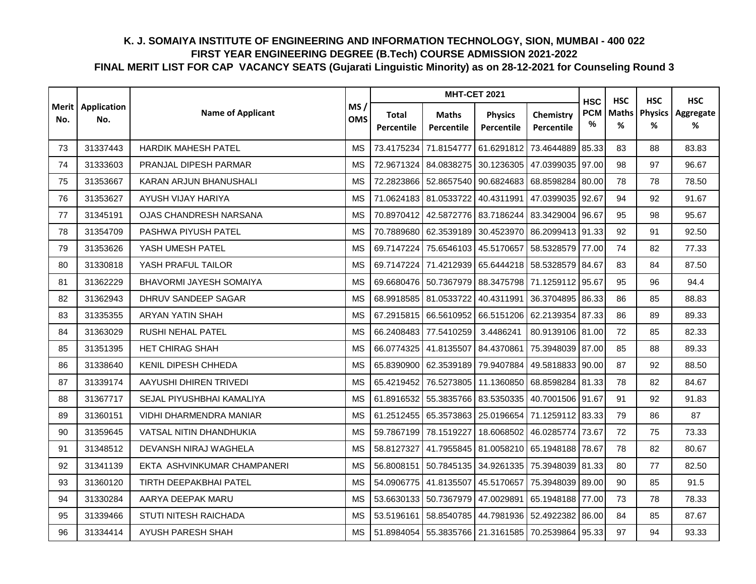# K. J. SOMAIYA INSTITUTE OF ENGINEERING AND INFORMATION TECHNOLOGY, SION, MUMBAI - 400 022

## FIRST YEAR ENGINEERING DEGREE (B.Tech) COURSE ADMISSION 2021-2022

## FINAL MERIT LIST FOR CAP VACANCY SEATS (Gujarati Linguistic Minority) as on 28-12-2021 for Counseling Round 3

| Merit No. | Application No. | Name of Applicant | MS / OMS | MHT-CET 2021 | | | | HSC PCM % | HSC Maths % | HSC Physics % | HSC Aggregate % |
|---|---|---|---|---|---|---|---|---|---|---|---|
| | | | | Total Percentile | Maths Percentile | Physics Percentile | Chemistry Percentile | | | | |
| 73 | 31337443 | HARDIK MAHESH PATEL | MS | 73.4175234 | 71.8154777 | 61.6291812 | 73.4644889 | 85.33 | 83 | 88 | 83.83 |
| 74 | 31333603 | PRANJAL DIPESH PARMAR | MS | 72.9671324 | 84.0838275 | 30.1236305 | 47.0399035 | 97.00 | 98 | 97 | 96.67 |
| 75 | 31353667 | KARAN ARJUN BHANUSHALI | MS | 72.2823866 | 52.8657540 | 90.6824683 | 68.8598284 | 80.00 | 78 | 78 | 78.50 |
| 76 | 31353627 | AYUSH VIJAY HARIYA | MS | 71.0624183 | 81.0533722 | 40.4311991 | 47.0399035 | 92.67 | 94 | 92 | 91.67 |
| 77 | 31345191 | OJAS CHANDRESH NARSANA | MS | 70.8970412 | 42.5872776 | 83.7186244 | 83.3429004 | 96.67 | 95 | 98 | 95.67 |
| 78 | 31354709 | PASHWA PIYUSH PATEL | MS | 70.7889680 | 62.3539189 | 30.4523970 | 86.2099413 | 91.33 | 92 | 91 | 92.50 |
| 79 | 31353626 | YASH UMESH PATEL | MS | 69.7147224 | 75.6546103 | 45.5170657 | 58.5328579 | 77.00 | 74 | 82 | 77.33 |
| 80 | 31330818 | YASH PRAFUL TAILOR | MS | 69.7147224 | 71.4212939 | 65.6444218 | 58.5328579 | 84.67 | 83 | 84 | 87.50 |
| 81 | 31362229 | BHAVORMI JAYESH SOMAIYA | MS | 69.6680476 | 50.7367979 | 88.3475798 | 71.1259112 | 95.67 | 95 | 96 | 94.4 |
| 82 | 31362943 | DHRUV SANDEEP SAGAR | MS | 68.9918585 | 81.0533722 | 40.4311991 | 36.3704895 | 86.33 | 86 | 85 | 88.83 |
| 83 | 31335355 | ARYAN YATIN SHAH | MS | 67.2915815 | 66.5610952 | 66.5151206 | 62.2139354 | 87.33 | 86 | 89 | 89.33 |
| 84 | 31363029 | RUSHI NEHAL PATEL | MS | 66.2408483 | 77.5410259 | 3.4486241 | 80.9139106 | 81.00 | 72 | 85 | 82.33 |
| 85 | 31351395 | HET CHIRAG SHAH | MS | 66.0774325 | 41.8135507 | 84.4370861 | 75.3948039 | 87.00 | 85 | 88 | 89.33 |
| 86 | 31338640 | KENIL DIPESH CHHEDA | MS | 65.8390900 | 62.3539189 | 79.9407884 | 49.5818833 | 90.00 | 87 | 92 | 88.50 |
| 87 | 31339174 | AAYUSHI DHIREN TRIVEDI | MS | 65.4219452 | 76.5273805 | 11.1360850 | 68.8598284 | 81.33 | 78 | 82 | 84.67 |
| 88 | 31367717 | SEJAL PIYUSHBHAI KAMALIYA | MS | 61.8916532 | 55.3835766 | 83.5350335 | 40.7001506 | 91.67 | 91 | 92 | 91.83 |
| 89 | 31360151 | VIDHI DHARMENDRA MANIAR | MS | 61.2512455 | 65.3573863 | 25.0196654 | 71.1259112 | 83.33 | 79 | 86 | 87 |
| 90 | 31359645 | VATSAL NITIN DHANDHUKIA | MS | 59.7867199 | 78.1519227 | 18.6068502 | 46.0285774 | 73.67 | 72 | 75 | 73.33 |
| 91 | 31348512 | DEVANSH NIRAJ WAGHELA | MS | 58.8127327 | 41.7955845 | 81.0058210 | 65.1948188 | 78.67 | 78 | 82 | 80.67 |
| 92 | 31341139 | EKTA ASHVINKUMAR CHAMPANERI | MS | 56.8008151 | 50.7845135 | 34.9261335 | 75.3948039 | 81.33 | 80 | 77 | 82.50 |
| 93 | 31360120 | TIRTH DEEPAKBHAI PATEL | MS | 54.0906775 | 41.8135507 | 45.5170657 | 75.3948039 | 89.00 | 90 | 85 | 91.5 |
| 94 | 31330284 | AARYA DEEPAK MARU | MS | 53.6630133 | 50.7367979 | 47.0029891 | 65.1948188 | 77.00 | 73 | 78 | 78.33 |
| 95 | 31339466 | STUTI NITESH RAICHADA | MS | 53.5196161 | 58.8540785 | 44.7981936 | 52.4922382 | 86.00 | 84 | 85 | 87.67 |
| 96 | 31334414 | AYUSH PARESH SHAH | MS | 51.8984054 | 55.3835766 | 21.3161585 | 70.2539864 | 95.33 | 97 | 94 | 93.33 |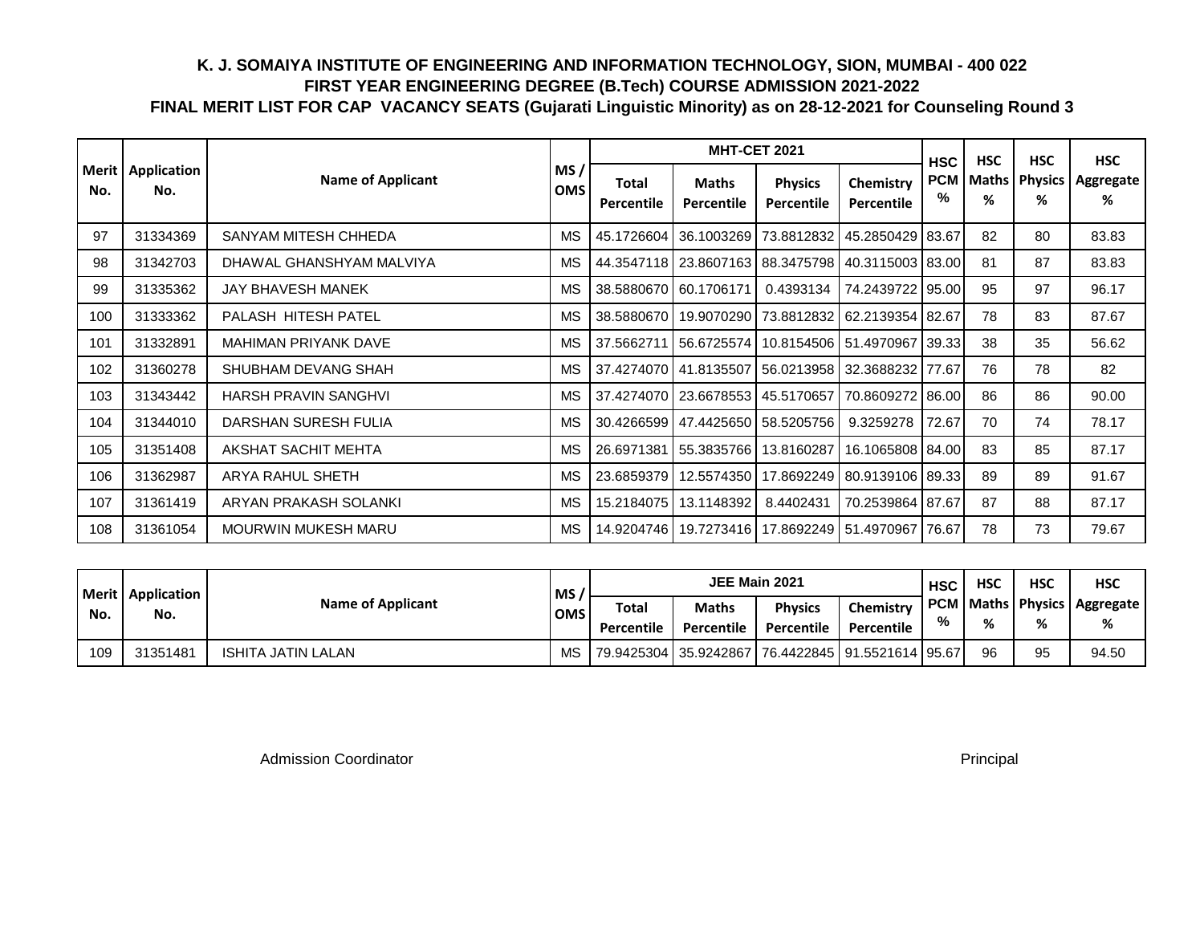**K. J. SOMAIYA INSTITUTE OF ENGINEERING AND INFORMATION TECHNOLOGY, SION, MUMBAI - 400 022**

**FIRST YEAR ENGINEERING DEGREE (B.Tech) COURSE ADMISSION 2021-2022**

**FINAL MERIT LIST FOR CAP VACANCY SEATS (Gujarati Linguistic Minority) as on 28-12-2021 for Counseling Round 3**

| Merit No. | Application No. | Name of Applicant | MS / OMS | MHT-CET 2021 | | | | HSC PCM % | HSC Maths % | HSC Physics % | HSC Aggregate % |
|---|---|---|---|---|---|---|---|---|---|---|---|
| | | | | Total Percentile | Maths Percentile | Physics Percentile | Chemistry Percentile | | | | |
| 97 | 31334369 | SANYAM MITESH CHHEDA | MS | 45.1726604 | 36.1003269 | 73.8812832 | 45.2850429 | 83.67 | 82 | 80 | 83.83 |
| 98 | 31342703 | DHAWAL GHANSHYAM MALVIYA | MS | 44.3547118 | 23.8607163 | 88.3475798 | 40.3115003 | 83.00 | 81 | 87 | 83.83 |
| 99 | 31335362 | JAY BHAVESH MANEK | MS | 38.5880670 | 60.1706171 | 0.4393134 | 74.2439722 | 95.00 | 95 | 97 | 96.17 |
| 100 | 31333362 | PALASH HITESH PATEL | MS | 38.5880670 | 19.9070290 | 73.8812832 | 62.2139354 | 82.67 | 78 | 83 | 87.67 |
| 101 | 31332891 | MAHIMAN PRIYANK DAVE | MS | 37.5662711 | 56.6725574 | 10.8154506 | 51.4970967 | 39.33 | 38 | 35 | 56.62 |
| 102 | 31360278 | SHUBHAM DEVANG SHAH | MS | 37.4274070 | 41.8135507 | 56.0213958 | 32.3688232 | 77.67 | 76 | 78 | 82 |
| 103 | 31343442 | HARSH PRAVIN SANGHVI | MS | 37.4274070 | 23.6678553 | 45.5170657 | 70.8609272 | 86.00 | 86 | 86 | 90.00 |
| 104 | 31344010 | DARSHAN SURESH FULIA | MS | 30.4266599 | 47.4425650 | 58.5205756 | 9.3259278 | 72.67 | 70 | 74 | 78.17 |
| 105 | 31351408 | AKSHAT SACHIT MEHTA | MS | 26.6971381 | 55.3835766 | 13.8160287 | 16.1065808 | 84.00 | 83 | 85 | 87.17 |
| 106 | 31362987 | ARYA RAHUL SHETH | MS | 23.6859379 | 12.5574350 | 17.8692249 | 80.9139106 | 89.33 | 89 | 89 | 91.67 |
| 107 | 31361419 | ARYAN PRAKASH SOLANKI | MS | 15.2184075 | 13.1148392 | 8.4402431 | 70.2539864 | 87.67 | 87 | 88 | 87.17 |
| 108 | 31361054 | MOURWIN MUKESH MARU | MS | 14.9204746 | 19.7273416 | 17.8692249 | 51.4970967 | 76.67 | 78 | 73 | 79.67 |

| Merit No. | Application No. | Name of Applicant | MS / OMS | JEE Main 2021 | | | | HSC PCM % | HSC Maths % | HSC Physics % | HSC Aggregate % |
|---|---|---|---|---|---|---|---|---|---|---|---|
| | | | | Total Percentile | Maths Percentile | Physics Percentile | Chemistry Percentile | | | | |
| 109 | 31351481 | ISHITA JATIN LALAN | MS | 79.9425304 | 35.9242867 | 76.4422845 | 91.5521614 | 95.67 | 96 | 95 | 94.50 |

Admission Coordinator

Principal